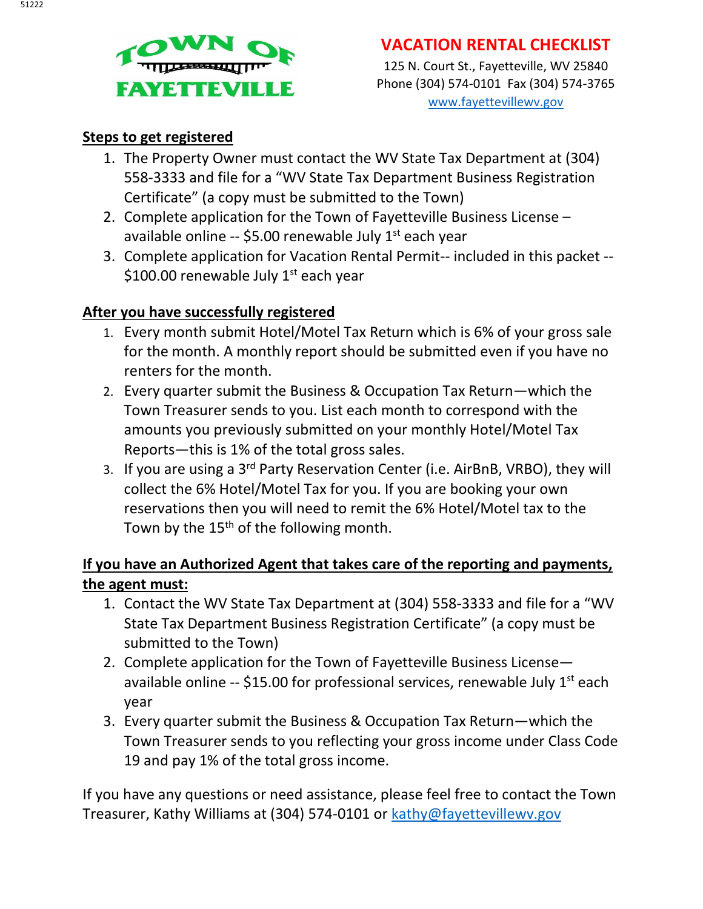TOWN OF FAYETTEVILLE

# VACATION RENTAL CHECKLIST

125 N. Court St., Fayetteville, WV 25840
Phone (304) 574-0101 Fax (304) 574-3765
www.fayettevillewv.gov

## Steps to get registered

1. The Property Owner must contact the WV State Tax Department at (304) 558-3333 and file for a "WV State Tax Department Business Registration Certificate" (a copy must be submitted to the Town)
2. Complete application for the Town of Fayetteville Business License – available online -- $5.00 renewable July 1st each year
3. Complete application for Vacation Rental Permit-- included in this packet -- $100.00 renewable July 1st each year

## After you have successfully registered

1. Every month submit Hotel/Motel Tax Return which is 6% of your gross sale for the month. A monthly report should be submitted even if you have no renters for the month.
2. Every quarter submit the Business & Occupation Tax Return—which the Town Treasurer sends to you. List each month to correspond with the amounts you previously submitted on your monthly Hotel/Motel Tax Reports—this is 1% of the total gross sales.
3. If you are using a 3rd Party Reservation Center (i.e. AirBnB, VRBO), they will collect the 6% Hotel/Motel Tax for you. If you are booking your own reservations then you will need to remit the 6% Hotel/Motel tax to the Town by the 15th of the following month.

## If you have an Authorized Agent that takes care of the reporting and payments, the agent must:

1. Contact the WV State Tax Department at (304) 558-3333 and file for a "WV State Tax Department Business Registration Certificate" (a copy must be submitted to the Town)
2. Complete application for the Town of Fayetteville Business License—available online -- $15.00 for professional services, renewable July 1st each year
3. Every quarter submit the Business & Occupation Tax Return—which the Town Treasurer sends to you reflecting your gross income under Class Code 19 and pay 1% of the total gross income.

If you have any questions or need assistance, please feel free to contact the Town Treasurer, Kathy Williams at (304) 574-0101 or kathy@fayettevillewv.gov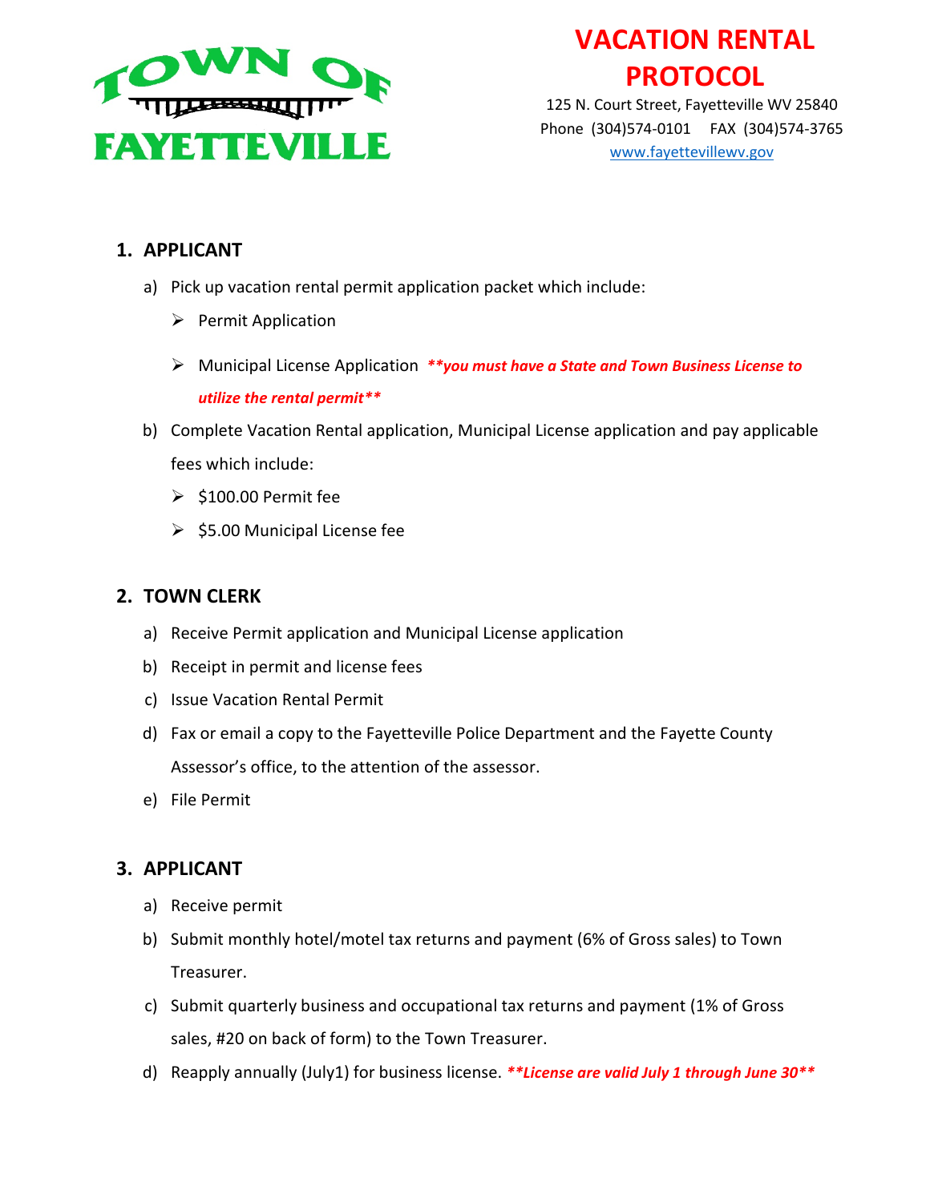TOWN OF FAYETTEVILLE

# VACATION RENTAL PROTOCOL

125 N. Court Street, Fayetteville WV 25840
Phone (304)574-0101 FAX (304)574-3765
www.fayettevillewv.gov

## 1. APPLICANT

a) Pick up vacation rental permit application packet which include:
   - Permit Application
   - Municipal License Application ***\*\*you must have a State and Town Business License to utilize the rental permit\*\****

b) Complete Vacation Rental application, Municipal License application and pay applicable fees which include:
   - $100.00 Permit fee
   - $5.00 Municipal License fee

## 2. TOWN CLERK

a) Receive Permit application and Municipal License application
b) Receipt in permit and license fees
c) Issue Vacation Rental Permit
d) Fax or email a copy to the Fayetteville Police Department and the Fayette County Assessor's office, to the attention of the assessor.
e) File Permit

## 3. APPLICANT

a) Receive permit
b) Submit monthly hotel/motel tax returns and payment (6% of Gross sales) to Town Treasurer.
c) Submit quarterly business and occupational tax returns and payment (1% of Gross sales, #20 on back of form) to the Town Treasurer.
d) Reapply annually (July1) for business license. ***\*\*License are valid July 1 through June 30\*\****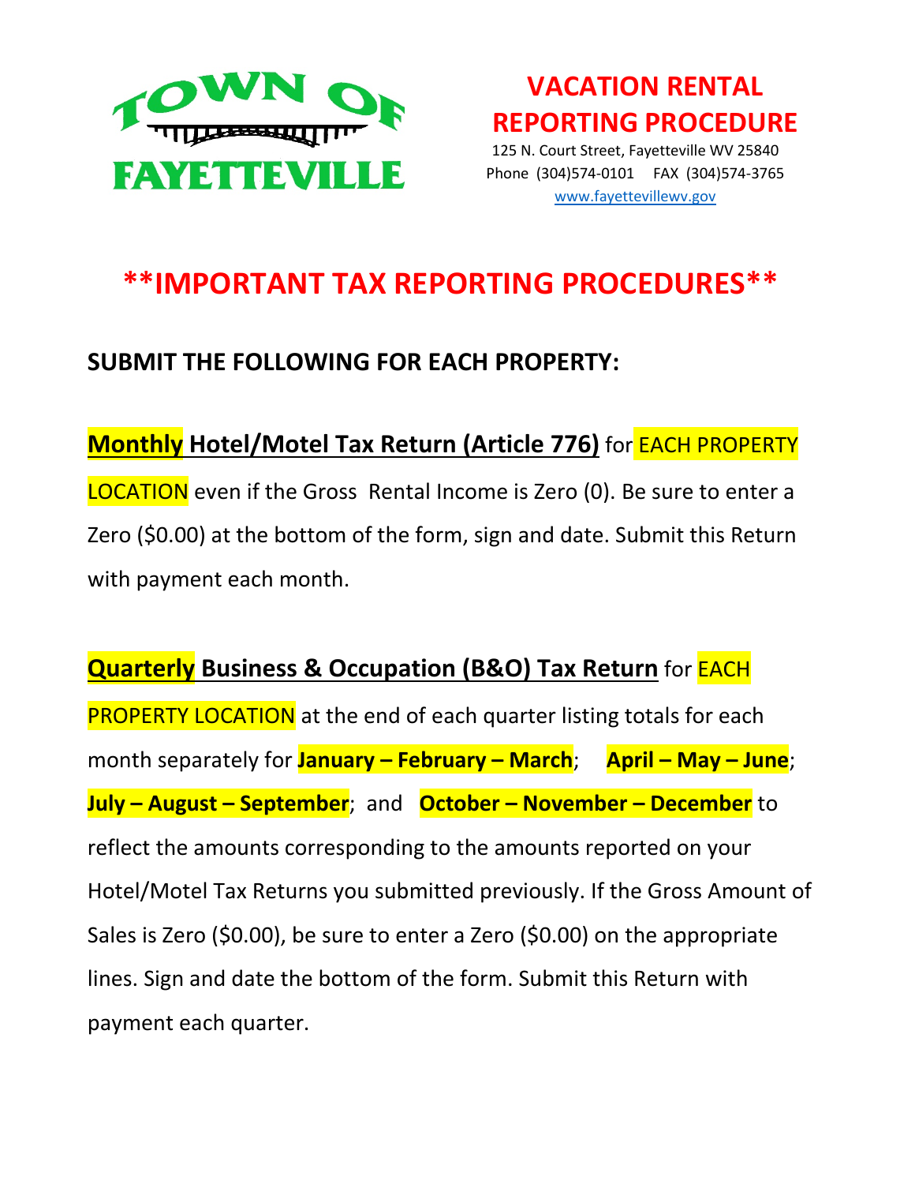TOWN OF FAYETTEVILLE

# VACATION RENTAL REPORTING PROCEDURE

125 N. Court Street, Fayetteville WV 25840
Phone (304)574-0101 FAX (304)574-3765
www.fayettevillewv.gov

# **IMPORTANT TAX REPORTING PROCEDURES**

## SUBMIT THE FOLLOWING FOR EACH PROPERTY:

**Monthly Hotel/Motel Tax Return (Article 776)** for EACH PROPERTY LOCATION even if the Gross Rental Income is Zero (0). Be sure to enter a Zero ($0.00) at the bottom of the form, sign and date. Submit this Return with payment each month.

**Quarterly Business & Occupation (B&O) Tax Return** for EACH PROPERTY LOCATION at the end of each quarter listing totals for each month separately for **January – February – March**; **April – May – June**; **July – August – September**; and **October – November – December** to reflect the amounts corresponding to the amounts reported on your Hotel/Motel Tax Returns you submitted previously. If the Gross Amount of Sales is Zero ($0.00), be sure to enter a Zero ($0.00) on the appropriate lines. Sign and date the bottom of the form. Submit this Return with payment each quarter.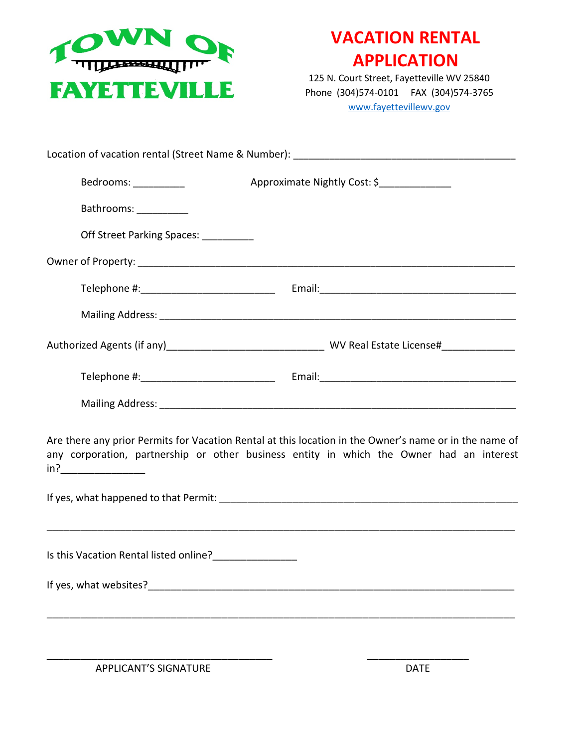TOWN OF FAYETTEVILLE

# VACATION RENTAL APPLICATION

125 N. Court Street, Fayetteville WV 25840
Phone (304)574-0101 FAX (304)574-3765
www.fayettevillewv.gov

Location of vacation rental (Street Name & Number): ________________________________________

Bedrooms: _________ Approximate Nightly Cost: $_____________

Bathrooms: _________

Off Street Parking Spaces: _________

Owner of Property: ____________________________________________________________________

Telephone #:________________________ Email:___________________________________

Mailing Address: _______________________________________________________________

Authorized Agents (if any)____________________________ WV Real Estate License#_____________

Telephone #:________________________ Email:___________________________________

Mailing Address: _______________________________________________________________

Are there any prior Permits for Vacation Rental at this location in the Owner's name or in the name of any corporation, partnership or other business entity in which the Owner had an interest in?_______________

If yes, what happened to that Permit: ______________________________________________________

_____________________________________________________________________________________

Is this Vacation Rental listed online?_______________

If yes, what websites?_________________________________________________________________

_____________________________________________________________________________________

_________________________________________ APPLICANT'S SIGNATURE

__________________ DATE